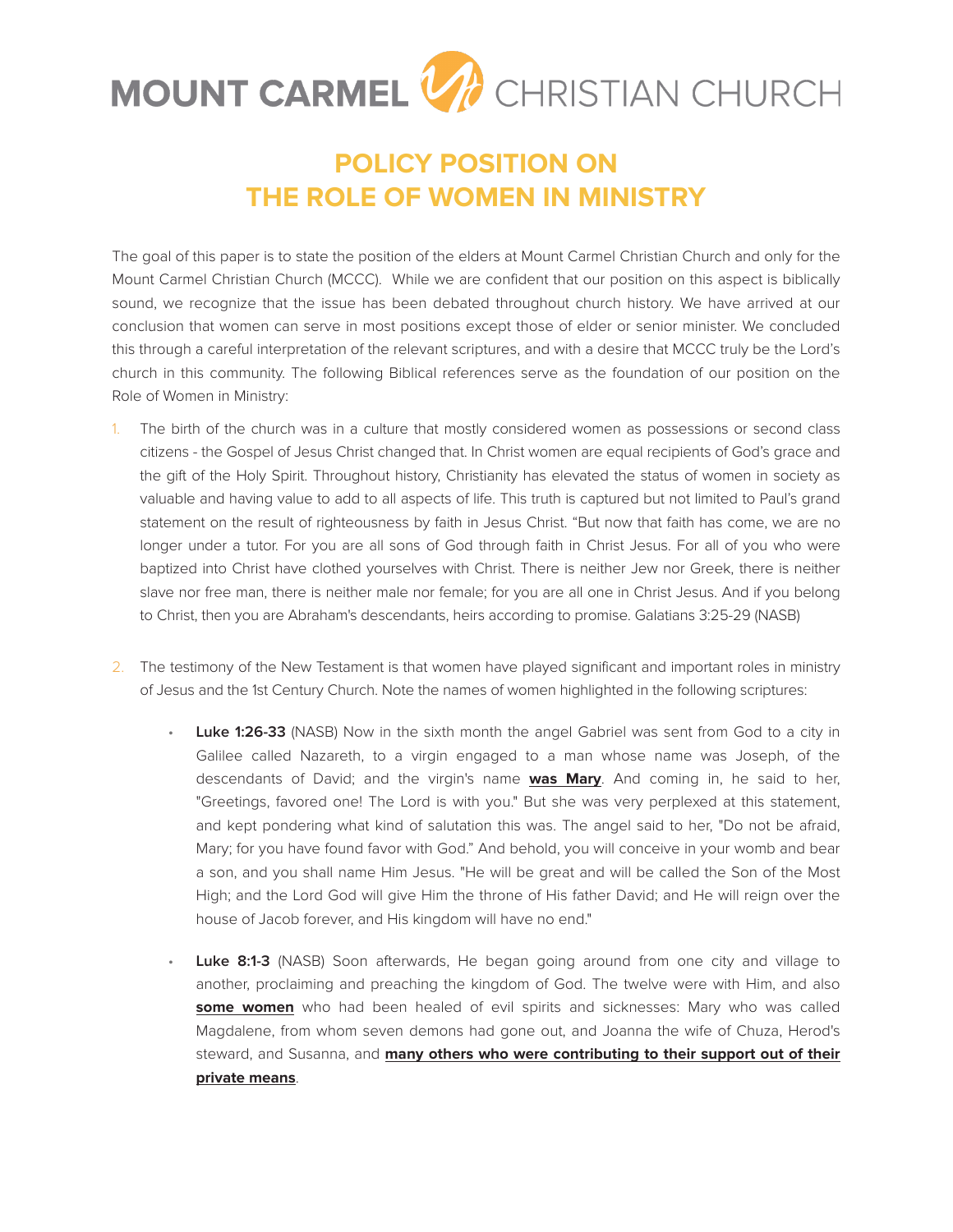MOUNT CARMEL CHRISTIAN CHURCH

# POLICY POSITION ON THE ROLE OF WOMEN IN MINISTRY

The goal of this paper is to state the position of the elders at Mount Carmel Christian Church and only for the Mount Carmel Christian Church (MCCC). While we are confident that our position on this aspect is biblically sound, we recognize that the issue has been debated throughout church history. We have arrived at our conclusion that women can serve in most positions except those of elder or senior minister. We concluded this through a careful interpretation of the relevant scriptures, and with a desire that MCCC truly be the Lord's church in this community. The following Biblical references serve as the foundation of our position on the Role of Women in Ministry:

1. The birth of the church was in a culture that mostly considered women as possessions or second class citizens - the Gospel of Jesus Christ changed that. In Christ women are equal recipients of God's grace and the gift of the Holy Spirit. Throughout history, Christianity has elevated the status of women in society as valuable and having value to add to all aspects of life. This truth is captured but not limited to Paul's grand statement on the result of righteousness by faith in Jesus Christ. "But now that faith has come, we are no longer under a tutor. For you are all sons of God through faith in Christ Jesus. For all of you who were baptized into Christ have clothed yourselves with Christ. There is neither Jew nor Greek, there is neither slave nor free man, there is neither male nor female; for you are all one in Christ Jesus. And if you belong to Christ, then you are Abraham's descendants, heirs according to promise. Galatians 3:25-29 (NASB)

2. The testimony of the New Testament is that women have played significant and important roles in ministry of Jesus and the 1st Century Church. Note the names of women highlighted in the following scriptures:

    - **Luke 1:26-33** (NASB) Now in the sixth month the angel Gabriel was sent from God to a city in Galilee called Nazareth, to a virgin engaged to a man whose name was Joseph, of the descendants of David; and the virgin's name **<u>was Mary</u>**. And coming in, he said to her, "Greetings, favored one! The Lord is with you." But she was very perplexed at this statement, and kept pondering what kind of salutation this was. The angel said to her, "Do not be afraid, Mary; for you have found favor with God." And behold, you will conceive in your womb and bear a son, and you shall name Him Jesus. "He will be great and will be called the Son of the Most High; and the Lord God will give Him the throne of His father David; and He will reign over the house of Jacob forever, and His kingdom will have no end."

    - **Luke 8:1-3** (NASB) Soon afterwards, He began going around from one city and village to another, proclaiming and preaching the kingdom of God. The twelve were with Him, and also **<u>some women</u>** who had been healed of evil spirits and sicknesses: Mary who was called Magdalene, from whom seven demons had gone out, and Joanna the wife of Chuza, Herod's steward, and Susanna, and **<u>many others who were contributing to their support out of their private means</u>**.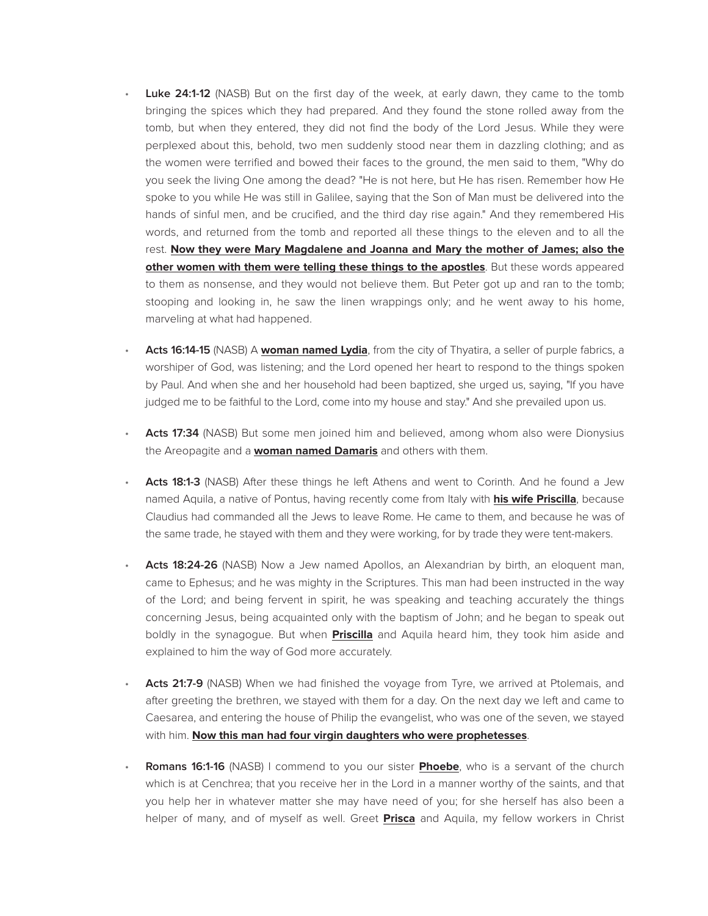- **Luke 24:1-12** (NASB) But on the first day of the week, at early dawn, they came to the tomb bringing the spices which they had prepared. And they found the stone rolled away from the tomb, but when they entered, they did not find the body of the Lord Jesus. While they were perplexed about this, behold, two men suddenly stood near them in dazzling clothing; and as the women were terrified and bowed their faces to the ground, the men said to them, "Why do you seek the living One among the dead? "He is not here, but He has risen. Remember how He spoke to you while He was still in Galilee, saying that the Son of Man must be delivered into the hands of sinful men, and be crucified, and the third day rise again." And they remembered His words, and returned from the tomb and reported all these things to the eleven and to all the rest. **Now they were Mary Magdalene and Joanna and Mary the mother of James; also the other women with them were telling these things to the apostles**. But these words appeared to them as nonsense, and they would not believe them. But Peter got up and ran to the tomb; stooping and looking in, he saw the linen wrappings only; and he went away to his home, marveling at what had happened.

- **Acts 16:14-15** (NASB) A **woman named Lydia**, from the city of Thyatira, a seller of purple fabrics, a worshiper of God, was listening; and the Lord opened her heart to respond to the things spoken by Paul. And when she and her household had been baptized, she urged us, saying, "If you have judged me to be faithful to the Lord, come into my house and stay." And she prevailed upon us.

- **Acts 17:34** (NASB) But some men joined him and believed, among whom also were Dionysius the Areopagite and a **woman named Damaris** and others with them.

- **Acts 18:1-3** (NASB) After these things he left Athens and went to Corinth. And he found a Jew named Aquila, a native of Pontus, having recently come from Italy with **his wife Priscilla**, because Claudius had commanded all the Jews to leave Rome. He came to them, and because he was of the same trade, he stayed with them and they were working, for by trade they were tent-makers.

- **Acts 18:24-26** (NASB) Now a Jew named Apollos, an Alexandrian by birth, an eloquent man, came to Ephesus; and he was mighty in the Scriptures. This man had been instructed in the way of the Lord; and being fervent in spirit, he was speaking and teaching accurately the things concerning Jesus, being acquainted only with the baptism of John; and he began to speak out boldly in the synagogue. But when **Priscilla** and Aquila heard him, they took him aside and explained to him the way of God more accurately.

- **Acts 21:7-9** (NASB) When we had finished the voyage from Tyre, we arrived at Ptolemais, and after greeting the brethren, we stayed with them for a day. On the next day we left and came to Caesarea, and entering the house of Philip the evangelist, who was one of the seven, we stayed with him. **Now this man had four virgin daughters who were prophetesses**.

- **Romans 16:1-16** (NASB) I commend to you our sister **Phoebe**, who is a servant of the church which is at Cenchrea; that you receive her in the Lord in a manner worthy of the saints, and that you help her in whatever matter she may have need of you; for she herself has also been a helper of many, and of myself as well. Greet **Prisca** and Aquila, my fellow workers in Christ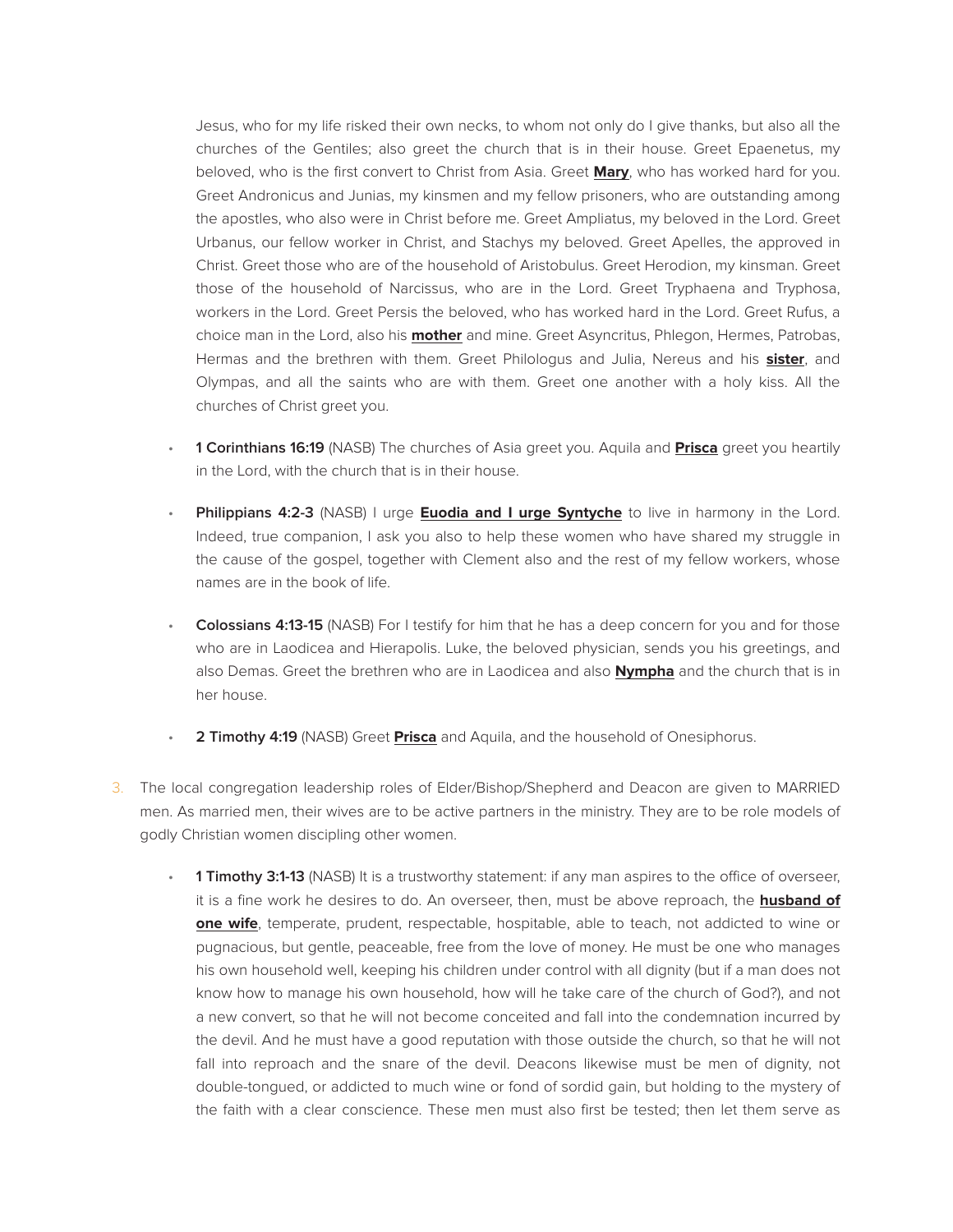Jesus, who for my life risked their own necks, to whom not only do I give thanks, but also all the churches of the Gentiles; also greet the church that is in their house. Greet Epaenetus, my beloved, who is the first convert to Christ from Asia. Greet **Mary**, who has worked hard for you. Greet Andronicus and Junias, my kinsmen and my fellow prisoners, who are outstanding among the apostles, who also were in Christ before me. Greet Ampliatus, my beloved in the Lord. Greet Urbanus, our fellow worker in Christ, and Stachys my beloved. Greet Apelles, the approved in Christ. Greet those who are of the household of Aristobulus. Greet Herodion, my kinsman. Greet those of the household of Narcissus, who are in the Lord. Greet Tryphaena and Tryphosa, workers in the Lord. Greet Persis the beloved, who has worked hard in the Lord. Greet Rufus, a choice man in the Lord, also his **mother** and mine. Greet Asyncritus, Phlegon, Hermes, Patrobas, Hermas and the brethren with them. Greet Philologus and Julia, Nereus and his **sister**, and Olympas, and all the saints who are with them. Greet one another with a holy kiss. All the churches of Christ greet you.

- **1 Corinthians 16:19** (NASB) The churches of Asia greet you. Aquila and **Prisca** greet you heartily in the Lord, with the church that is in their house.
- **Philippians 4:2-3** (NASB) I urge **Euodia and I urge Syntyche** to live in harmony in the Lord. Indeed, true companion, I ask you also to help these women who have shared my struggle in the cause of the gospel, together with Clement also and the rest of my fellow workers, whose names are in the book of life.
- **Colossians 4:13-15** (NASB) For I testify for him that he has a deep concern for you and for those who are in Laodicea and Hierapolis. Luke, the beloved physician, sends you his greetings, and also Demas. Greet the brethren who are in Laodicea and also **Nympha** and the church that is in her house.
- **2 Timothy 4:19** (NASB) Greet **Prisca** and Aquila, and the household of Onesiphorus.

3. The local congregation leadership roles of Elder/Bishop/Shepherd and Deacon are given to MARRIED men. As married men, their wives are to be active partners in the ministry. They are to be role models of godly Christian women discipling other women.

    - **1 Timothy 3:1-13** (NASB) It is a trustworthy statement: if any man aspires to the office of overseer, it is a fine work he desires to do. An overseer, then, must be above reproach, the **husband of one wife**, temperate, prudent, respectable, hospitable, able to teach, not addicted to wine or pugnacious, but gentle, peaceable, free from the love of money. He must be one who manages his own household well, keeping his children under control with all dignity (but if a man does not know how to manage his own household, how will he take care of the church of God?), and not a new convert, so that he will not become conceited and fall into the condemnation incurred by the devil. And he must have a good reputation with those outside the church, so that he will not fall into reproach and the snare of the devil. Deacons likewise must be men of dignity, not double-tongued, or addicted to much wine or fond of sordid gain, but holding to the mystery of the faith with a clear conscience. These men must also first be tested; then let them serve as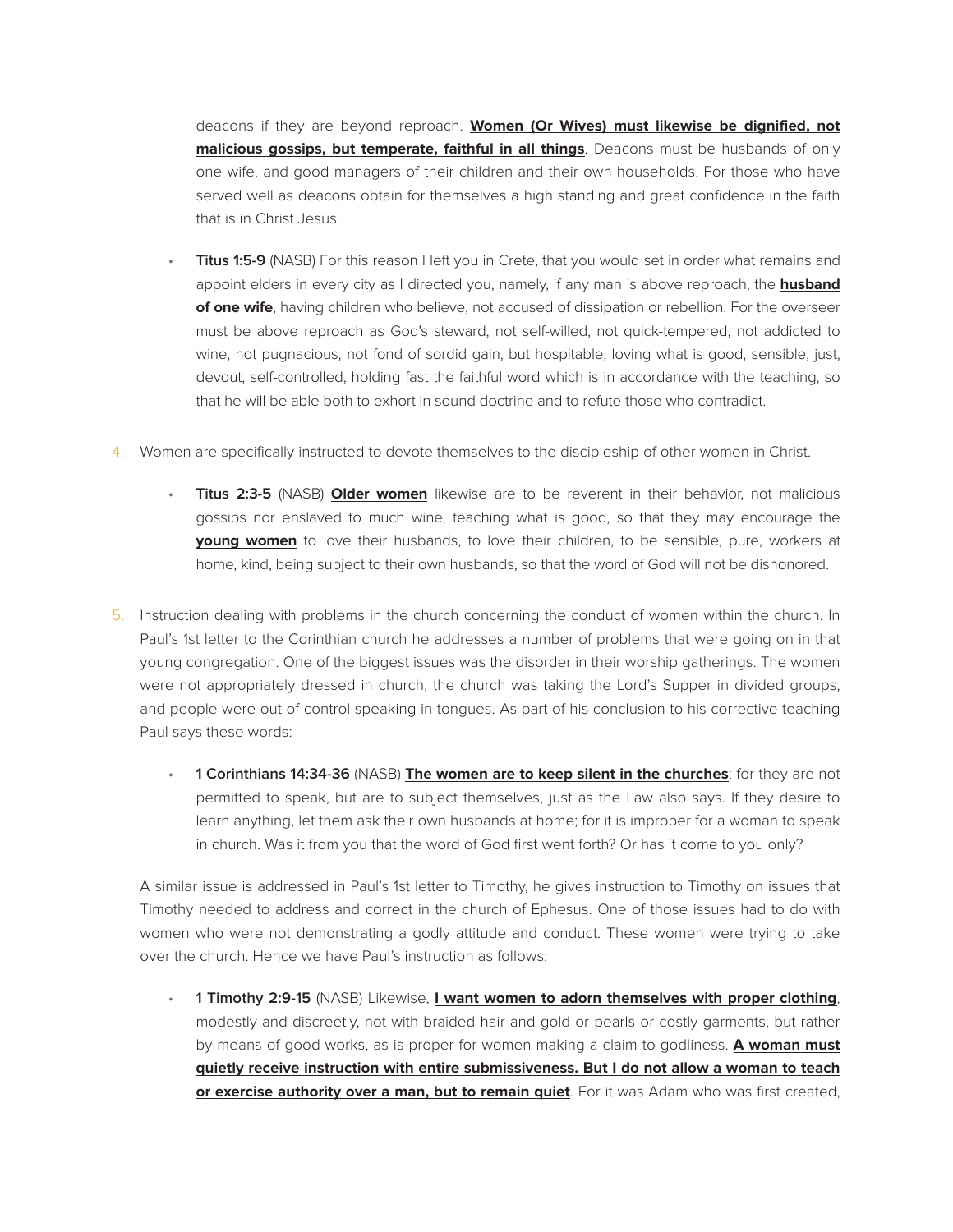deacons if they are beyond reproach. **<u>Women (Or Wives) must likewise be dignified, not malicious gossips, but temperate, faithful in all things</u>**. Deacons must be husbands of only one wife, and good managers of their children and their own households. For those who have served well as deacons obtain for themselves a high standing and great confidence in the faith that is in Christ Jesus.

- **Titus 1:5-9** (NASB) For this reason I left you in Crete, that you would set in order what remains and appoint elders in every city as I directed you, namely, if any man is above reproach, the **<u>husband of one wife</u>**, having children who believe, not accused of dissipation or rebellion. For the overseer must be above reproach as God's steward, not self-willed, not quick-tempered, not addicted to wine, not pugnacious, not fond of sordid gain, but hospitable, loving what is good, sensible, just, devout, self-controlled, holding fast the faithful word which is in accordance with the teaching, so that he will be able both to exhort in sound doctrine and to refute those who contradict.

4. Women are specifically instructed to devote themselves to the discipleship of other women in Christ.

   - **Titus 2:3-5** (NASB) **<u>Older women</u>** likewise are to be reverent in their behavior, not malicious gossips nor enslaved to much wine, teaching what is good, so that they may encourage the **<u>young women</u>** to love their husbands, to love their children, to be sensible, pure, workers at home, kind, being subject to their own husbands, so that the word of God will not be dishonored.

5. Instruction dealing with problems in the church concerning the conduct of women within the church. In Paul's 1st letter to the Corinthian church he addresses a number of problems that were going on in that young congregation. One of the biggest issues was the disorder in their worship gatherings. The women were not appropriately dressed in church, the church was taking the Lord's Supper in divided groups, and people were out of control speaking in tongues. As part of his conclusion to his corrective teaching Paul says these words:

   - **1 Corinthians 14:34-36** (NASB) **<u>The women are to keep silent in the churches</u>**; for they are not permitted to speak, but are to subject themselves, just as the Law also says. If they desire to learn anything, let them ask their own husbands at home; for it is improper for a woman to speak in church. Was it from you that the word of God first went forth? Or has it come to you only?

   A similar issue is addressed in Paul's 1st letter to Timothy, he gives instruction to Timothy on issues that Timothy needed to address and correct in the church of Ephesus. One of those issues had to do with women who were not demonstrating a godly attitude and conduct. These women were trying to take over the church. Hence we have Paul's instruction as follows:

   - **1 Timothy 2:9-15** (NASB) Likewise, **<u>I want women to adorn themselves with proper clothing</u>**, modestly and discreetly, not with braided hair and gold or pearls or costly garments, but rather by means of good works, as is proper for women making a claim to godliness. **<u>A woman must quietly receive instruction with entire submissiveness. But I do not allow a woman to teach or exercise authority over a man, but to remain quiet</u>**. For it was Adam who was first created,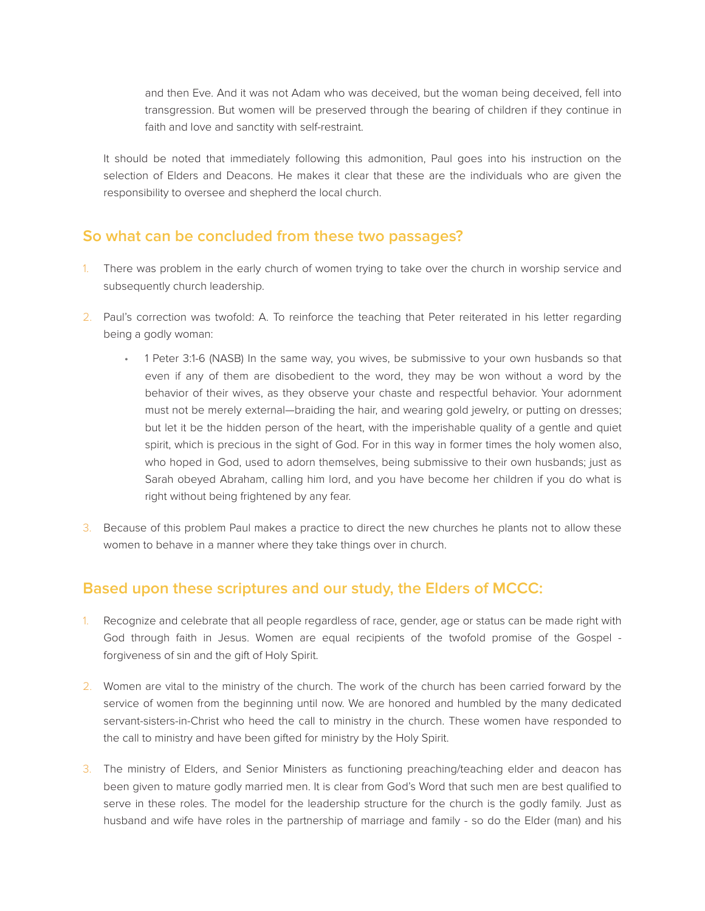> and then Eve. And it was not Adam who was deceived, but the woman being deceived, fell into transgression. But women will be preserved through the bearing of children if they continue in faith and love and sanctity with self-restraint.

It should be noted that immediately following this admonition, Paul goes into his instruction on the selection of Elders and Deacons. He makes it clear that these are the individuals who are given the responsibility to oversee and shepherd the local church.

## So what can be concluded from these two passages?

1. There was problem in the early church of women trying to take over the church in worship service and subsequently church leadership.
2. Paul's correction was twofold: A. To reinforce the teaching that Peter reiterated in his letter regarding being a godly woman:
   - 1 Peter 3:1-6 (NASB) In the same way, you wives, be submissive to your own husbands so that even if any of them are disobedient to the word, they may be won without a word by the behavior of their wives, as they observe your chaste and respectful behavior. Your adornment must not be merely external—braiding the hair, and wearing gold jewelry, or putting on dresses; but let it be the hidden person of the heart, with the imperishable quality of a gentle and quiet spirit, which is precious in the sight of God. For in this way in former times the holy women also, who hoped in God, used to adorn themselves, being submissive to their own husbands; just as Sarah obeyed Abraham, calling him lord, and you have become her children if you do what is right without being frightened by any fear.
3. Because of this problem Paul makes a practice to direct the new churches he plants not to allow these women to behave in a manner where they take things over in church.

## Based upon these scriptures and our study, the Elders of MCCC:

1. Recognize and celebrate that all people regardless of race, gender, age or status can be made right with God through faith in Jesus. Women are equal recipients of the twofold promise of the Gospel - forgiveness of sin and the gift of Holy Spirit.
2. Women are vital to the ministry of the church. The work of the church has been carried forward by the service of women from the beginning until now. We are honored and humbled by the many dedicated servant-sisters-in-Christ who heed the call to ministry in the church. These women have responded to the call to ministry and have been gifted for ministry by the Holy Spirit.
3. The ministry of Elders, and Senior Ministers as functioning preaching/teaching elder and deacon has been given to mature godly married men. It is clear from God's Word that such men are best qualified to serve in these roles. The model for the leadership structure for the church is the godly family. Just as husband and wife have roles in the partnership of marriage and family - so do the Elder (man) and his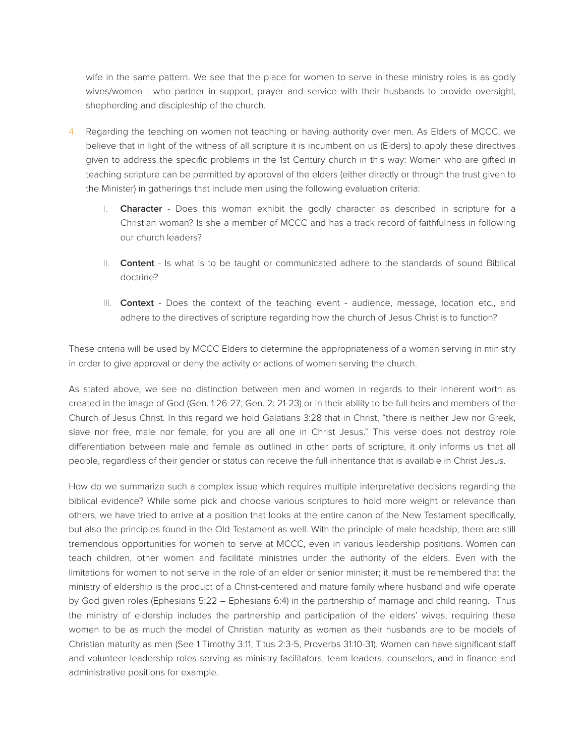wife in the same pattern. We see that the place for women to serve in these ministry roles is as godly wives/women - who partner in support, prayer and service with their husbands to provide oversight, shepherding and discipleship of the church.

4. Regarding the teaching on women not teaching or having authority over men. As Elders of MCCC, we believe that in light of the witness of all scripture it is incumbent on us (Elders) to apply these directives given to address the specific problems in the 1st Century church in this way: Women who are gifted in teaching scripture can be permitted by approval of the elders (either directly or through the trust given to the Minister) in gatherings that include men using the following evaluation criteria:

   I. **Character** - Does this woman exhibit the godly character as described in scripture for a Christian woman? Is she a member of MCCC and has a track record of faithfulness in following our church leaders?

   II. **Content** - Is what is to be taught or communicated adhere to the standards of sound Biblical doctrine?

   III. **Context** - Does the context of the teaching event - audience, message, location etc., and adhere to the directives of scripture regarding how the church of Jesus Christ is to function?

These criteria will be used by MCCC Elders to determine the appropriateness of a woman serving in ministry in order to give approval or deny the activity or actions of women serving the church.

As stated above, we see no distinction between men and women in regards to their inherent worth as created in the image of God (Gen. 1:26-27; Gen. 2: 21-23) or in their ability to be full heirs and members of the Church of Jesus Christ. In this regard we hold Galatians 3:28 that in Christ, "there is neither Jew nor Greek, slave nor free, male nor female, for you are all one in Christ Jesus." This verse does not destroy role differentiation between male and female as outlined in other parts of scripture, it only informs us that all people, regardless of their gender or status can receive the full inheritance that is available in Christ Jesus.

How do we summarize such a complex issue which requires multiple interpretative decisions regarding the biblical evidence? While some pick and choose various scriptures to hold more weight or relevance than others, we have tried to arrive at a position that looks at the entire canon of the New Testament specifically, but also the principles found in the Old Testament as well. With the principle of male headship, there are still tremendous opportunities for women to serve at MCCC, even in various leadership positions. Women can teach children, other women and facilitate ministries under the authority of the elders. Even with the limitations for women to not serve in the role of an elder or senior minister; it must be remembered that the ministry of eldership is the product of a Christ-centered and mature family where husband and wife operate by God given roles (Ephesians 5:22 – Ephesians 6:4) in the partnership of marriage and child rearing. Thus the ministry of eldership includes the partnership and participation of the elders' wives, requiring these women to be as much the model of Christian maturity as women as their husbands are to be models of Christian maturity as men (See 1 Timothy 3:11, Titus 2:3-5, Proverbs 31:10-31). Women can have significant staff and volunteer leadership roles serving as ministry facilitators, team leaders, counselors, and in finance and administrative positions for example.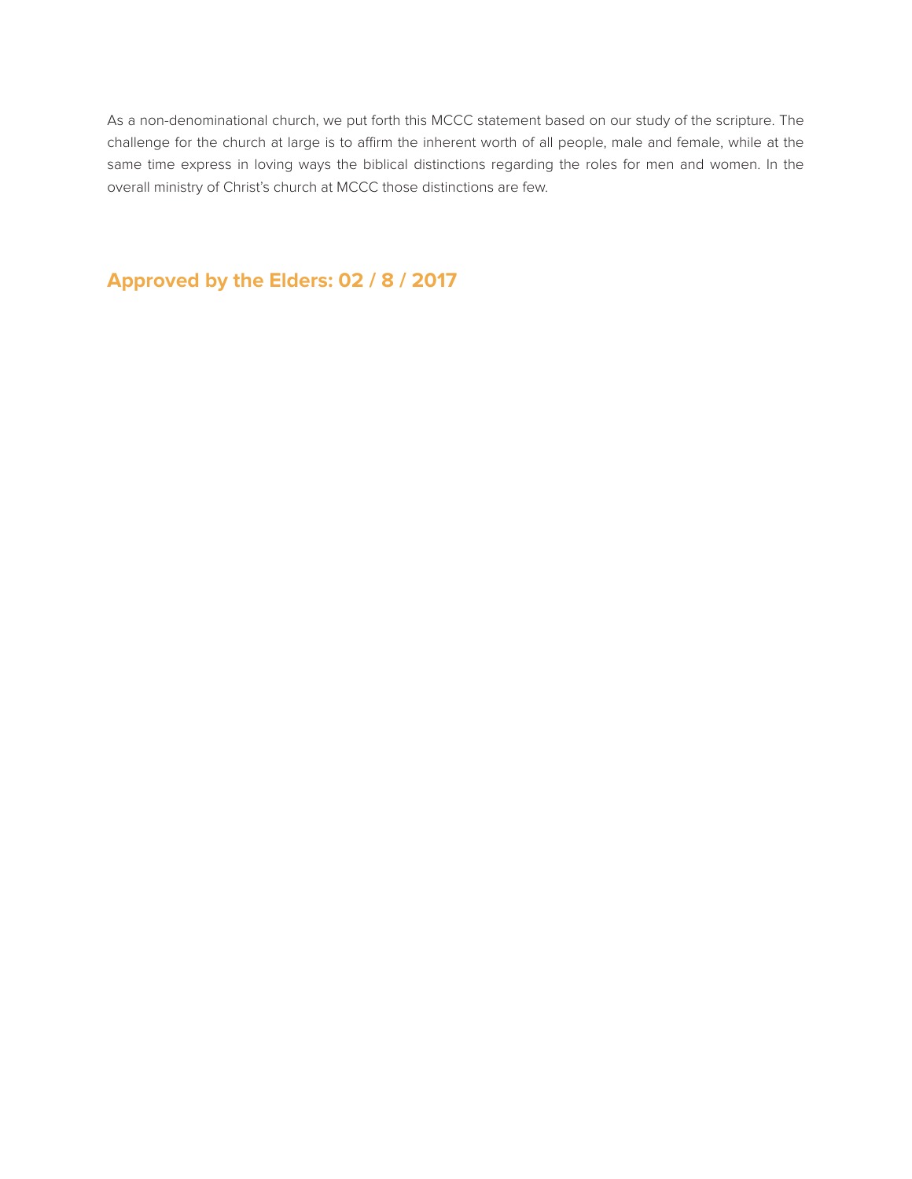As a non-denominational church, we put forth this MCCC statement based on our study of the scripture. The challenge for the church at large is to affirm the inherent worth of all people, male and female, while at the same time express in loving ways the biblical distinctions regarding the roles for men and women. In the overall ministry of Christ's church at MCCC those distinctions are few.

**Approved by the Elders: 02 / 8 / 2017**